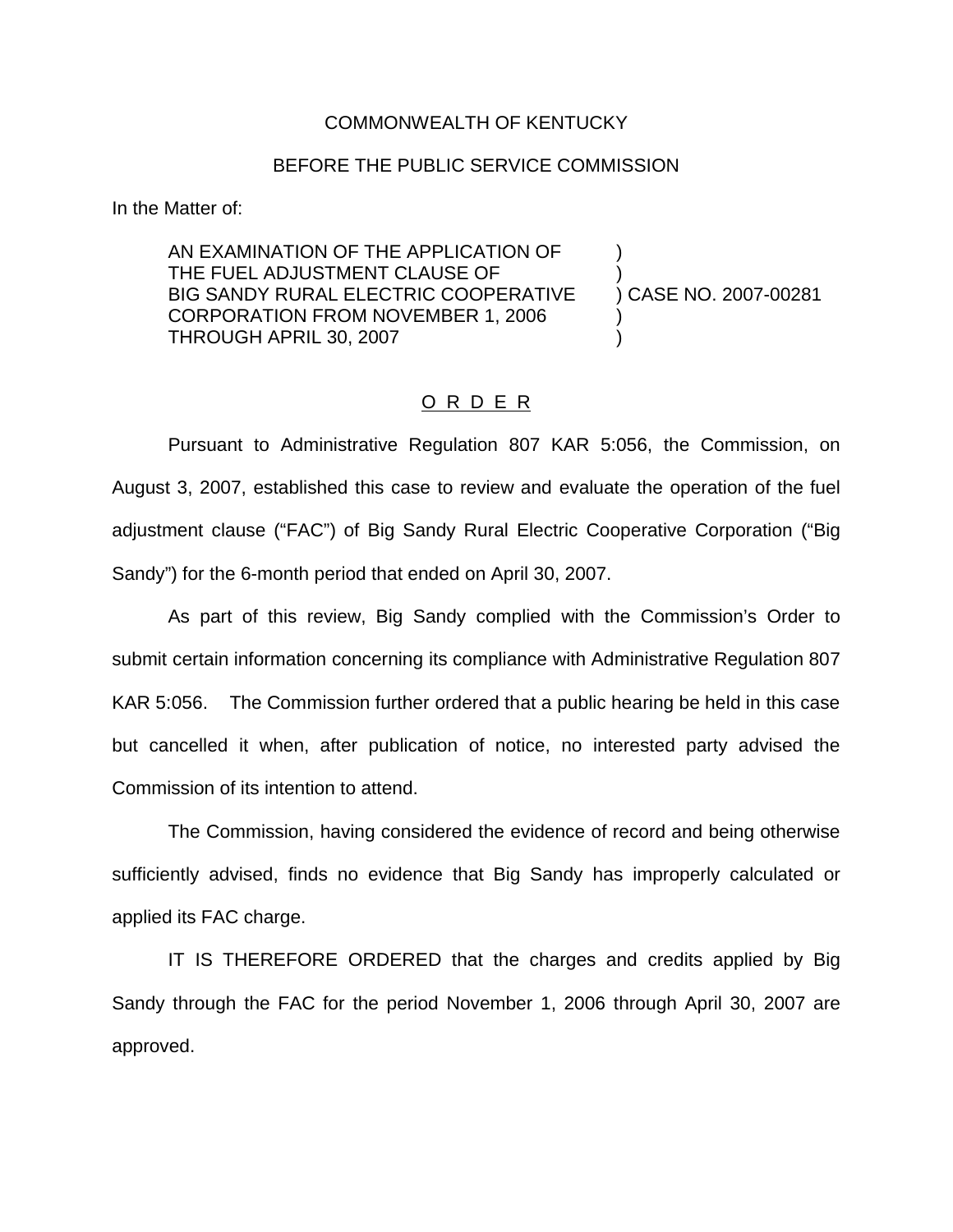COMMONWEALTH OF KENTUCKY

BEFORE THE PUBLIC SERVICE COMMISSION

In the Matter of:

| | | |
|---|---|---|
| AN EXAMINATION OF THE APPLICATION OF THE FUEL ADJUSTMENT CLAUSE OF BIG SANDY RURAL ELECTRIC COOPERATIVE CORPORATION FROM NOVEMBER 1, 2006 THROUGH APRIL 30, 2007 | ) | CASE NO. 2007-00281 |

## O R D E R

Pursuant to Administrative Regulation 807 KAR 5:056, the Commission, on August 3, 2007, established this case to review and evaluate the operation of the fuel adjustment clause ("FAC") of Big Sandy Rural Electric Cooperative Corporation ("Big Sandy") for the 6-month period that ended on April 30, 2007.

As part of this review, Big Sandy complied with the Commission's Order to submit certain information concerning its compliance with Administrative Regulation 807 KAR 5:056. The Commission further ordered that a public hearing be held in this case but cancelled it when, after publication of notice, no interested party advised the Commission of its intention to attend.

The Commission, having considered the evidence of record and being otherwise sufficiently advised, finds no evidence that Big Sandy has improperly calculated or applied its FAC charge.

IT IS THEREFORE ORDERED that the charges and credits applied by Big Sandy through the FAC for the period November 1, 2006 through April 30, 2007 are approved.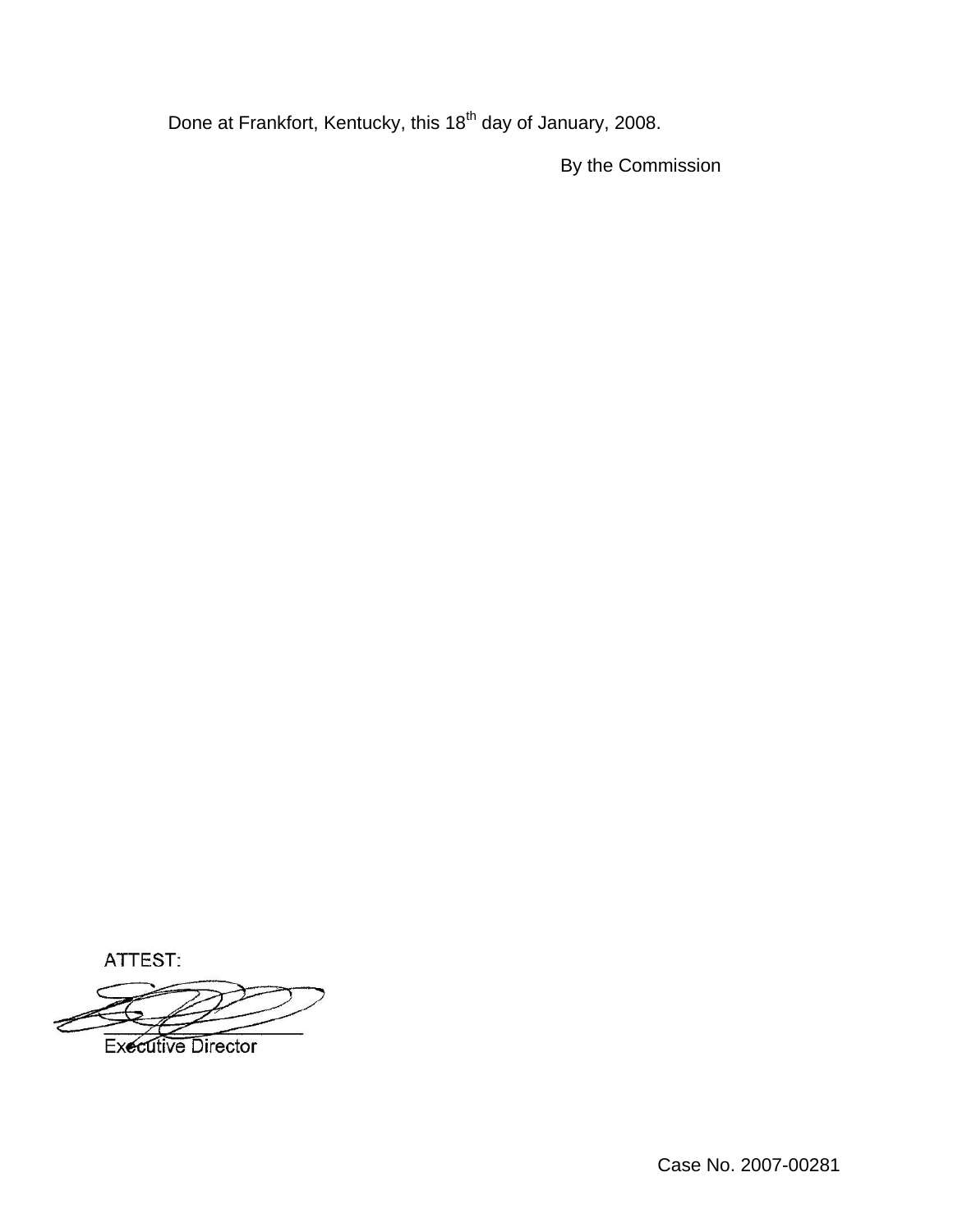Done at Frankfort, Kentucky, this 18th day of January, 2008.

By the Commission

ATTEST:

Executive Director

Case No. 2007-00281